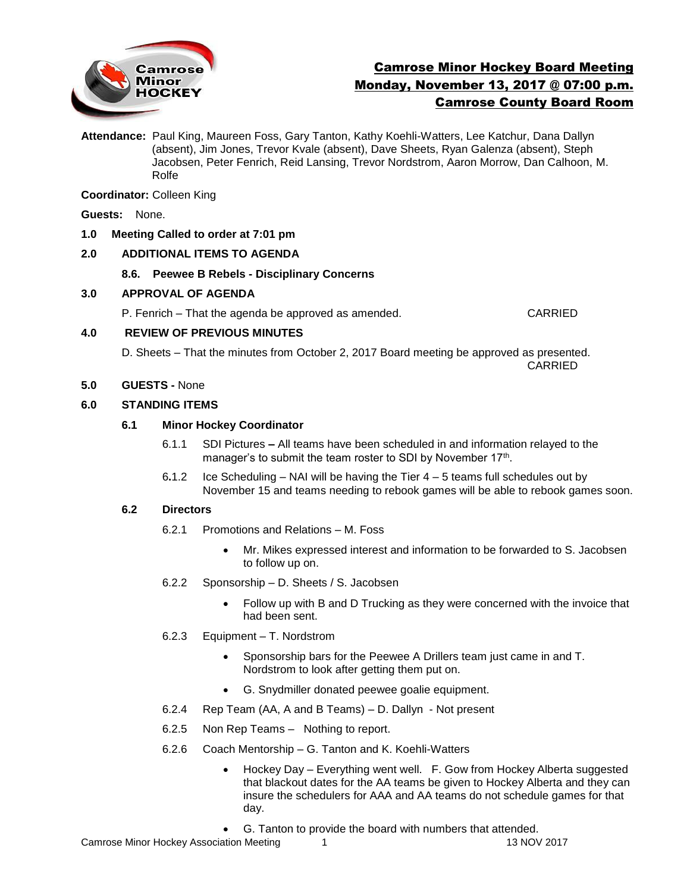# Camrose Minor Hockey Board Meeting
## Monday, November 13, 2017 @ 07:00 p.m.
## Camrose County Board Room

**Attendance:** Paul King, Maureen Foss, Gary Tanton, Kathy Koehli-Watters, Lee Katchur, Dana Dallyn (absent), Jim Jones, Trevor Kvale (absent), Dave Sheets, Ryan Galenza (absent), Steph Jacobsen, Peter Fenrich, Reid Lansing, Trevor Nordstrom, Aaron Morrow, Dan Calhoon, M. Rolfe

**Coordinator:** Colleen King

**Guests:** None.

**1.0 Meeting Called to order at 7:01 pm**

**2.0 ADDITIONAL ITEMS TO AGENDA**

**8.6. Peewee B Rebels - Disciplinary Concerns**

**3.0 APPROVAL OF AGENDA**

P. Fenrich – That the agenda be approved as amended. CARRIED

**4.0 REVIEW OF PREVIOUS MINUTES**

D. Sheets – That the minutes from October 2, 2017 Board meeting be approved as presented. CARRIED

**5.0 GUESTS -** None

**6.0 STANDING ITEMS**

**6.1 Minor Hockey Coordinator**

6.1.1 SDI Pictures **–** All teams have been scheduled in and information relayed to the manager's to submit the team roster to SDI by November 17th.

6.1.2 Ice Scheduling – NAI will be having the Tier 4 – 5 teams full schedules out by November 15 and teams needing to rebook games will be able to rebook games soon.

**6.2 Directors**

6.2.1 Promotions and Relations – M. Foss

- Mr. Mikes expressed interest and information to be forwarded to S. Jacobsen to follow up on.

6.2.2 Sponsorship – D. Sheets / S. Jacobsen

- Follow up with B and D Trucking as they were concerned with the invoice that had been sent.

6.2.3 Equipment – T. Nordstrom

- Sponsorship bars for the Peewee A Drillers team just came in and T. Nordstrom to look after getting them put on.
- G. Snydmiller donated peewee goalie equipment.

6.2.4 Rep Team (AA, A and B Teams) – D. Dallyn - Not present

6.2.5 Non Rep Teams – Nothing to report.

6.2.6 Coach Mentorship – G. Tanton and K. Koehli-Watters

- Hockey Day – Everything went well. F. Gow from Hockey Alberta suggested that blackout dates for the AA teams be given to Hockey Alberta and they can insure the schedulers for AAA and AA teams do not schedule games for that day.
- G. Tanton to provide the board with numbers that attended.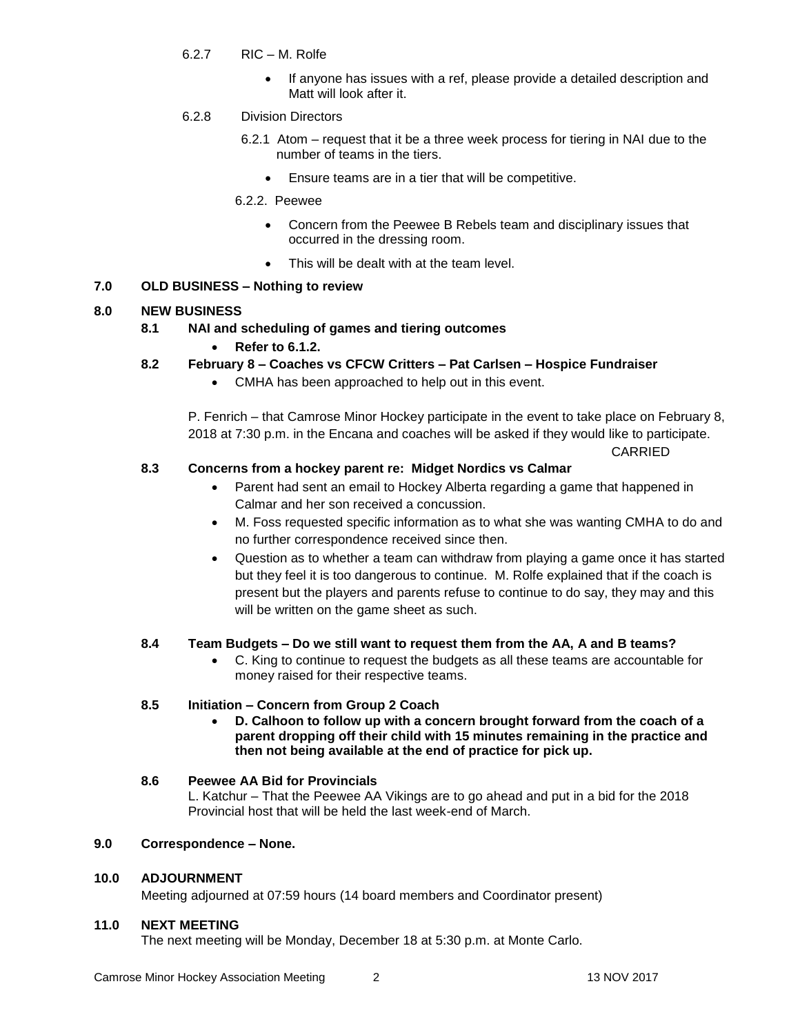6.2.7 RIC – M. Rolfe

- If anyone has issues with a ref, please provide a detailed description and Matt will look after it.

6.2.8 Division Directors

6.2.1 Atom – request that it be a three week process for tiering in NAI due to the number of teams in the tiers.

- Ensure teams are in a tier that will be competitive.

6.2.2. Peewee

- Concern from the Peewee B Rebels team and disciplinary issues that occurred in the dressing room.
- This will be dealt with at the team level.

**7.0 OLD BUSINESS – Nothing to review**

**8.0 NEW BUSINESS**

**8.1 NAI and scheduling of games and tiering outcomes**

- **Refer to 6.1.2.**

**8.2 February 8 – Coaches vs CFCW Critters – Pat Carlsen – Hospice Fundraiser**

- CMHA has been approached to help out in this event.

P. Fenrich – that Camrose Minor Hockey participate in the event to take place on February 8, 2018 at 7:30 p.m. in the Encana and coaches will be asked if they would like to participate.

CARRIED

**8.3 Concerns from a hockey parent re: Midget Nordics vs Calmar**

- Parent had sent an email to Hockey Alberta regarding a game that happened in Calmar and her son received a concussion.
- M. Foss requested specific information as to what she was wanting CMHA to do and no further correspondence received since then.
- Question as to whether a team can withdraw from playing a game once it has started but they feel it is too dangerous to continue. M. Rolfe explained that if the coach is present but the players and parents refuse to continue to do say, they may and this will be written on the game sheet as such.

**8.4 Team Budgets – Do we still want to request them from the AA, A and B teams?**

- C. King to continue to request the budgets as all these teams are accountable for money raised for their respective teams.

**8.5 Initiation – Concern from Group 2 Coach**

- **D. Calhoon to follow up with a concern brought forward from the coach of a parent dropping off their child with 15 minutes remaining in the practice and then not being available at the end of practice for pick up.**

**8.6 Peewee AA Bid for Provincials**

L. Katchur – That the Peewee AA Vikings are to go ahead and put in a bid for the 2018 Provincial host that will be held the last week-end of March.

**9.0 Correspondence – None.**

**10.0 ADJOURNMENT**

Meeting adjourned at 07:59 hours (14 board members and Coordinator present)

**11.0 NEXT MEETING**

The next meeting will be Monday, December 18 at 5:30 p.m. at Monte Carlo.